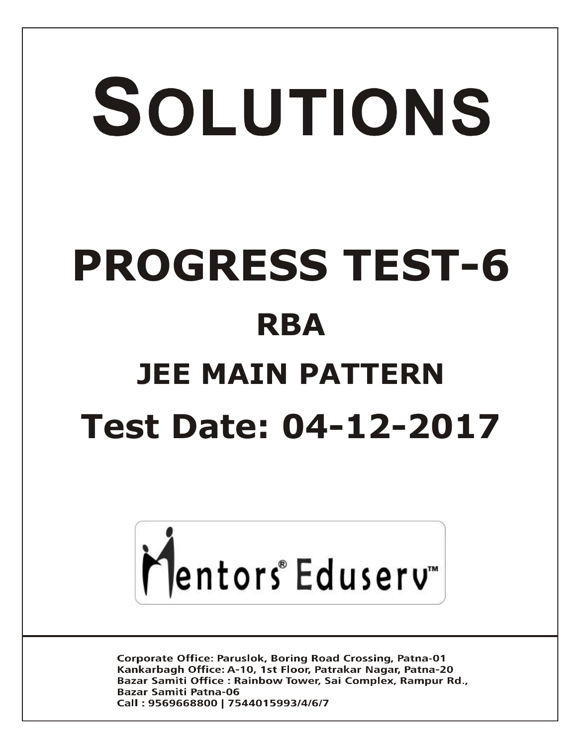# SOLUTIONS

# PROGRESS TEST-6

## RBA

## JEE MAIN PATTERN

## Test Date: 04-12-2017

Mentors® Eduserv™

Corporate Office: Paruslok, Boring Road Crossing, Patna-01
Kankarbagh Office: A-10, 1st Floor, Patrakar Nagar, Patna-20
Bazar Samiti Office : Rainbow Tower, Sai Complex, Rampur Rd., Bazar Samiti Patna-06
Call : 9569668800 | 7544015993/4/6/7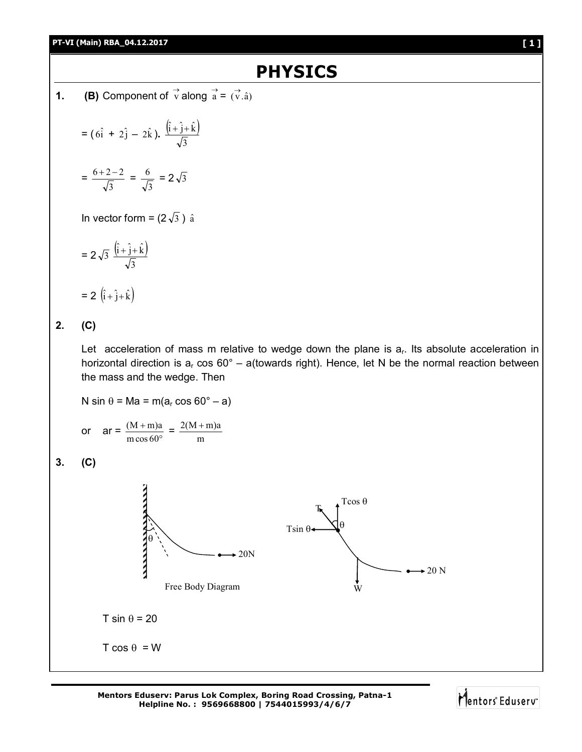# PHYSICS

**1.** **(B)** Component of $\vec{v}$ along $\vec{a}$ = $(\vec{v}.\hat{a})$

$$= (6\hat{i} + 2\hat{j} - 2\hat{k}).\frac{(\hat{i}+\hat{j}+\hat{k})}{\sqrt{3}}$$

$$= \frac{6+2-2}{\sqrt{3}} = \frac{6}{\sqrt{3}} = 2\sqrt{3}$$

In vector form = $(2\sqrt{3})\,\hat{a}$

$$= 2\sqrt{3}\,\frac{(\hat{i}+\hat{j}+\hat{k})}{\sqrt{3}}$$

$$= 2\,(\hat{i}+\hat{j}+\hat{k})$$

**2.** **(C)**

Let acceleration of mass m relative to wedge down the plane is $a_r$. Its absolute acceleration in horizontal direction is $a_r \cos 60° - a$(towards right). Hence, let N be the normal reaction between the mass and the wedge. Then

$$N \sin\theta = Ma = m(a_r \cos 60° - a)$$

or $\quad ar = \dfrac{(M+m)a}{m\cos 60°} = \dfrac{2(M+m)a}{m}$

**3.** **(C)**

Free Body Diagram

$$T \sin\theta = 20$$

$$T \cos\theta = W$$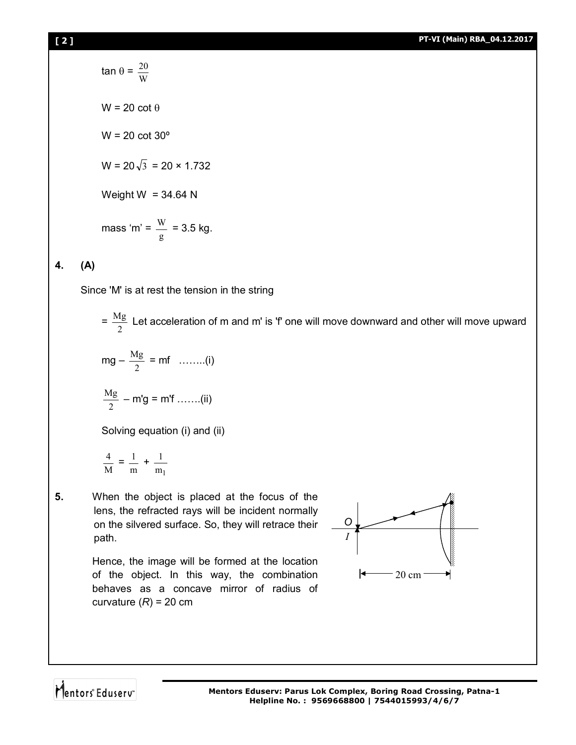$\tan \theta = \frac{20}{W}$

$W = 20 \cot \theta$

$W = 20 \cot 30^\circ$

$W = 20\sqrt{3} = 20 \times 1.732$

Weight $W = 34.64$ N

mass 'm' = $\frac{W}{g}$ = 3.5 kg.

**4. (A)**

Since 'M' is at rest the tension in the string

= $\frac{Mg}{2}$ Let acceleration of m and m' is 'f' one will move downward and other will move upward

$mg - \frac{Mg}{2} = mf$ ........(i)

$\frac{Mg}{2} - m'g = m'f$ .......(ii)

Solving equation (i) and (ii)

$$\frac{4}{M} = \frac{1}{m} + \frac{1}{m_1}$$

**5.** When the object is placed at the focus of the lens, the refracted rays will be incident normally on the silvered surface. So, they will retrace their path.

Hence, the image will be formed at the location of the object. In this way, the combination behaves as a concave mirror of radius of curvature ($R$) = 20 cm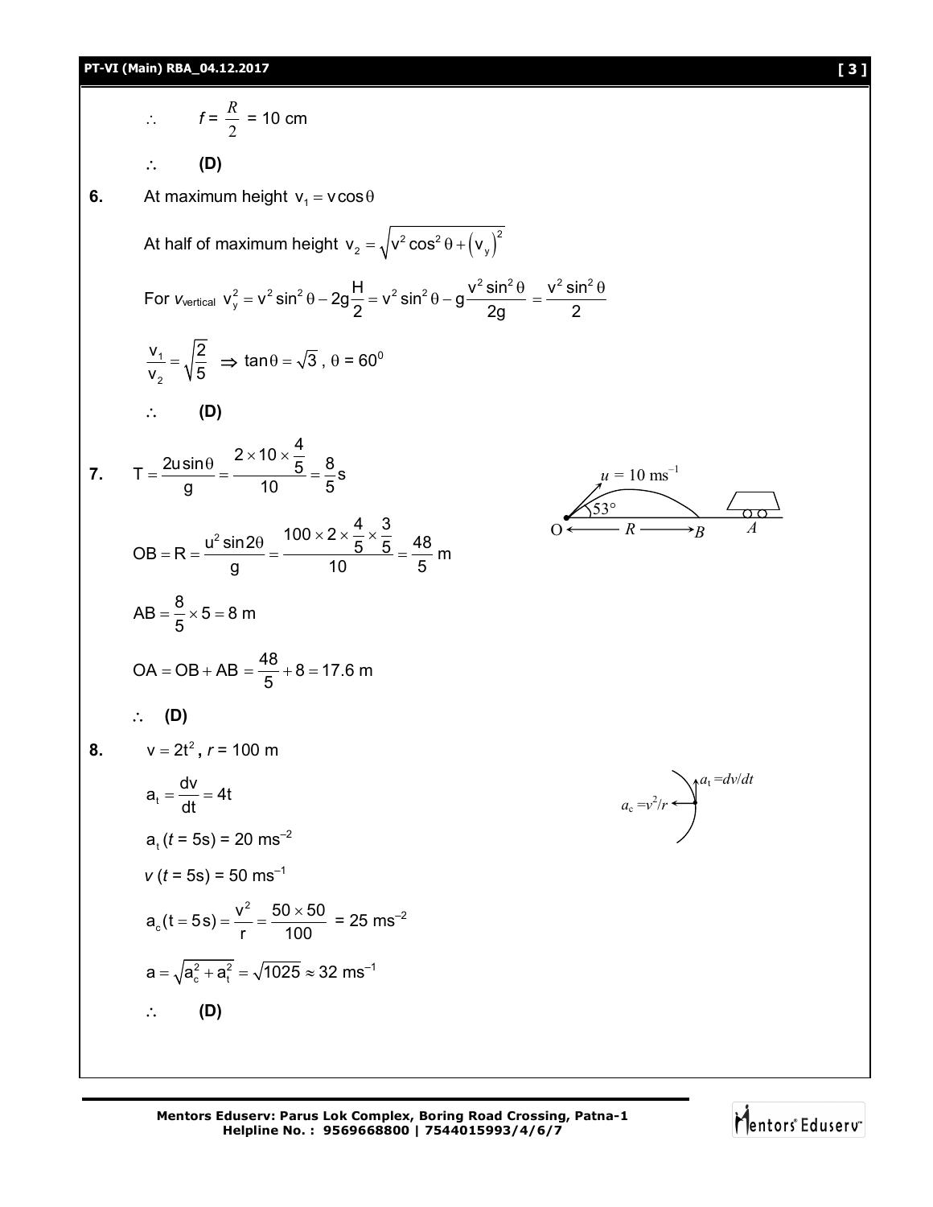$\therefore \quad f = \frac{R}{2} = 10$ cm

$\therefore \quad$ **(D)**

**6.** At maximum height $v_1 = v\cos\theta$

At half of maximum height $v_2 = \sqrt{v^2\cos^2\theta + (v_y)^2}$

For $v_{\text{vertical}}$ $v_y^2 = v^2\sin^2\theta - 2g\frac{H}{2} = v^2\sin^2\theta - g\frac{v^2\sin^2\theta}{2g} = \frac{v^2\sin^2\theta}{2}$

$\frac{v_1}{v_2} = \sqrt{\frac{2}{5}} \Rightarrow \tan\theta = \sqrt{3}$, $\theta = 60^0$

$\therefore \quad$ **(D)**

**7.** $T = \frac{2u\sin\theta}{g} = \frac{2\times 10\times\frac{4}{5}}{10} = \frac{8}{5}$ s

$u = 10\text{ ms}^{-1}$, $53°$, O ← R → B, A

$OB = R = \frac{u^2\sin 2\theta}{g} = \frac{100\times 2\times\frac{4}{5}\times\frac{3}{5}}{10} = \frac{48}{5}$ m

$AB = \frac{8}{5}\times 5 = 8$ m

$OA = OB + AB = \frac{48}{5} + 8 = 17.6$ m

$\therefore \quad$ **(D)**

**8.** $v = 2t^2$, $r = 100$ m

$a_t = \frac{dv}{dt} = 4t$

$a_c = v^2/r$, $a_t = dv/dt$

$a_t\,(t = 5\text{s}) = 20\text{ ms}^{-2}$

$v\,(t = 5\text{s}) = 50\text{ ms}^{-1}$

$a_c(t = 5\text{s}) = \frac{v^2}{r} = \frac{50\times 50}{100} = 25\text{ ms}^{-2}$

$a = \sqrt{a_c^2 + a_t^2} = \sqrt{1025} \approx 32\text{ ms}^{-1}$

$\therefore \quad$ **(D)**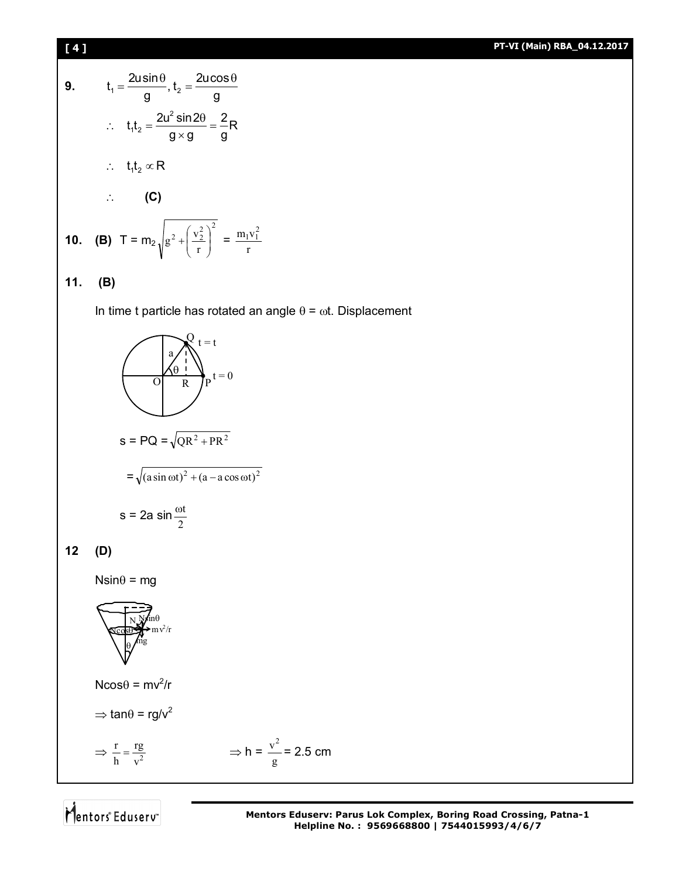**9.** $t_1 = \frac{2u\sin\theta}{g}, t_2 = \frac{2u\cos\theta}{g}$

$\therefore \quad t_1 t_2 = \frac{2u^2 \sin 2\theta}{g \times g} = \frac{2}{g} R$

$\therefore \quad t_1 t_2 \propto R$

$\therefore \quad$ **(C)**

**10.** **(B)** $T = m_2 \sqrt{g^2 + \left(\frac{v_2^2}{r}\right)^2} = \frac{m_1 v_1^2}{r}$

**11.** **(B)**

In time t particle has rotated an angle $\theta = \omega t$. Displacement

$s = PQ = \sqrt{QR^2 + PR^2}$

$= \sqrt{(a\sin\omega t)^2 + (a - a\cos\omega t)^2}$

$s = 2a \sin\frac{\omega t}{2}$

**12** **(D)**

$N\sin\theta = mg$

$N\cos\theta = mv^2/r$

$\Rightarrow \tan\theta = rg/v^2$

$\Rightarrow \frac{r}{h} = \frac{rg}{v^2} \qquad \Rightarrow h = \frac{v^2}{g} = 2.5 \text{ cm}$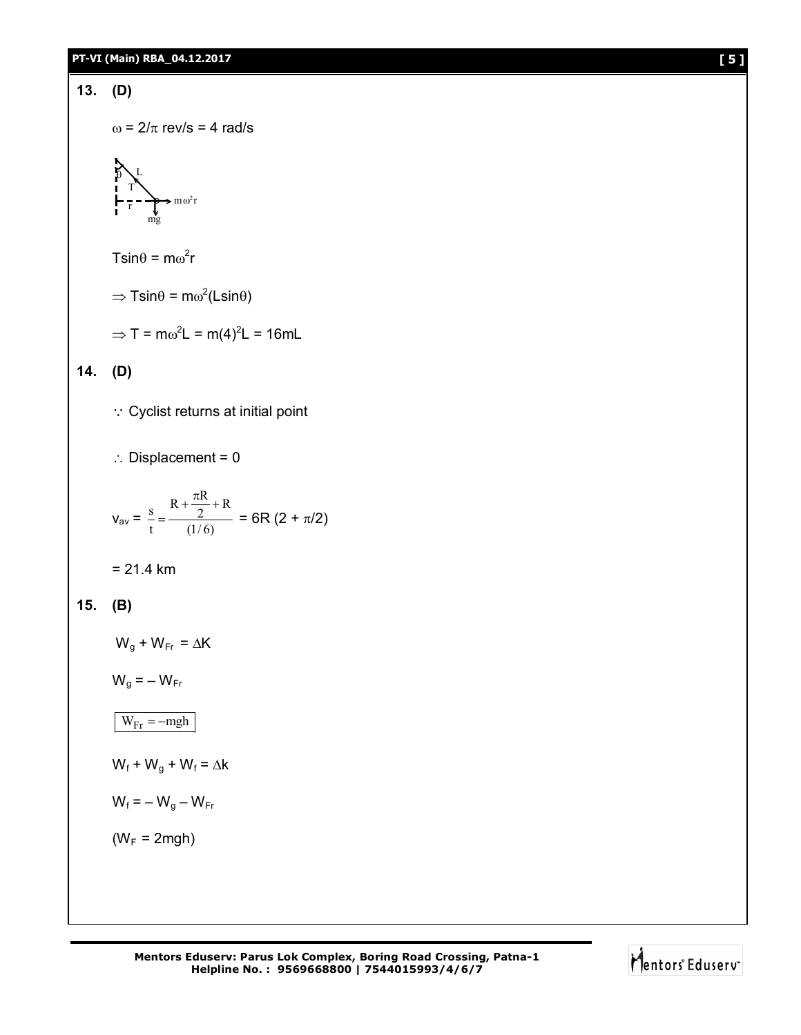**13. (D)**

$\omega = 2/\pi$ rev/s = 4 rad/s

$T\sin\theta = m\omega^2 r$

$\Rightarrow T\sin\theta = m\omega^2(L\sin\theta)$

$\Rightarrow T = m\omega^2 L = m(4)^2 L = 16mL$

**14. (D)**

$\because$ Cyclist returns at initial point

$\therefore$ Displacement = 0

$v_{av} = \frac{s}{t} = \frac{R + \frac{\pi R}{2} + R}{(1/6)} = 6R\,(2 + \pi/2)$

= 21.4 km

**15. (B)**

$W_g + W_{Fr} = \Delta K$

$W_g = -W_{Fr}$

$\boxed{W_{Fr} = -mgh}$

$W_f + W_g + W_f = \Delta k$

$W_f = -W_g - W_{Fr}$

$(W_F = 2mgh)$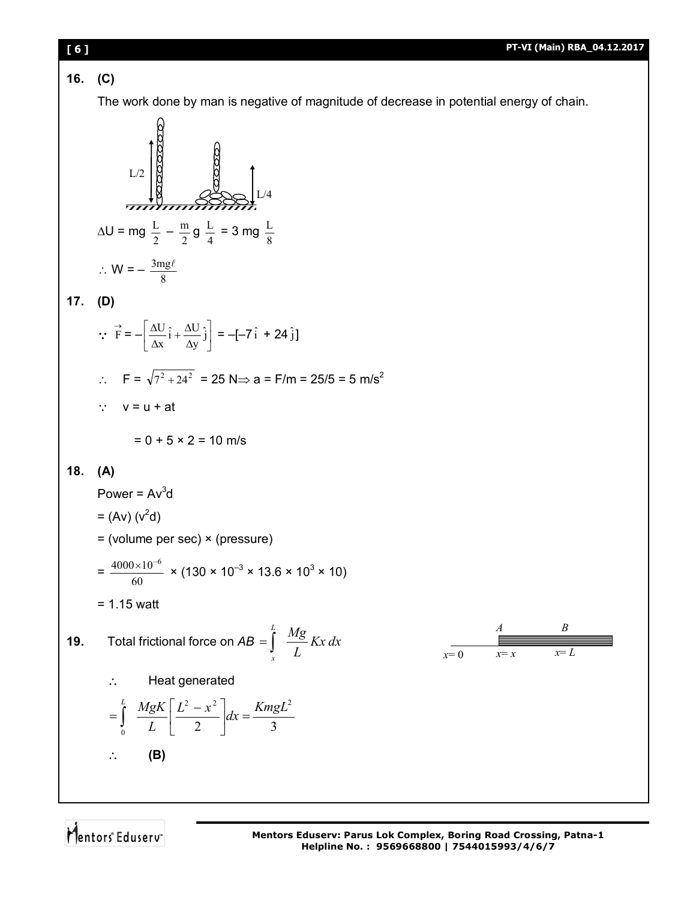**16. (C)**

The work done by man is negative of magnitude of decrease in potential energy of chain.

L/2 L/4

$\Delta U = mg\ \frac{L}{2} - \frac{m}{2} g\ \frac{L}{4} = 3\ mg\ \frac{L}{8}$

$\therefore\ W = -\ \frac{3mg\ell}{8}$

**17. (D)**

$\because\ \vec{F} = -\left[\frac{\Delta U}{\Delta x}\hat{i} + \frac{\Delta U}{\Delta y}\hat{j}\right] = -[-7\hat{i} + 24\hat{j}]$

$\therefore\quad F = \sqrt{7^2 + 24^2} = 25\ N \Rightarrow a = F/m = 25/5 = 5\ m/s^2$

$\because\quad v = u + at$

$= 0 + 5 \times 2 = 10\ m/s$

**18. (A)**

Power = $Av^3d$

= $(Av)\ (v^2d)$

= (volume per sec) × (pressure)

$= \frac{4000 \times 10^{-6}}{60} \times (130 \times 10^{-3} \times 13.6 \times 10^3 \times 10)$

= 1.15 watt

**19.** Total frictional force on $AB = \int_x^L \frac{Mg}{L} Kx\, dx$

A B

$x = 0$ $x = x$ $x = L$

$\therefore$ Heat generated

$= \int_0^L \frac{MgK}{L}\left[\frac{L^2 - x^2}{2}\right] dx = \frac{KmgL^2}{3}$

$\therefore$ **(B)**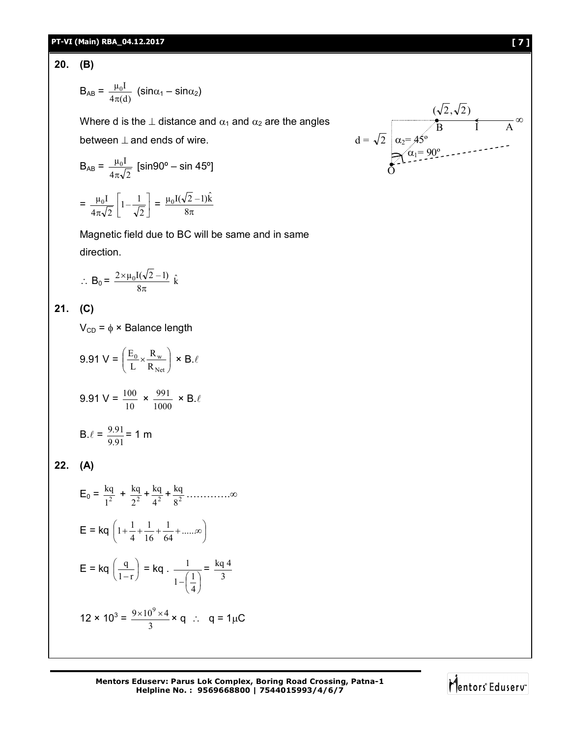**20. (B)**

$B_{AB} = \frac{\mu_0 I}{4\pi(d)}$ $(\sin\alpha_1 - \sin\alpha_2)$

Where d is the $\perp$ distance and $\alpha_1$ and $\alpha_2$ are the angles between $\perp$ and ends of wire.

$(\sqrt{2}, \sqrt{2})$

$d = \sqrt{2}$ $\alpha_2 = 45^\circ$ $\alpha_1 = 90^\circ$

$B_{AB} = \frac{\mu_0 I}{4\pi\sqrt{2}}$ $[\sin 90^\circ - \sin 45^\circ]$

$= \frac{\mu_0 I}{4\pi\sqrt{2}}\left[1 - \frac{1}{\sqrt{2}}\right] = \frac{\mu_0 I(\sqrt{2}-1)\hat{k}}{8\pi}$

Magnetic field due to BC will be same and in same direction.

$\therefore$ $B_0 = \frac{2 \times \mu_0 I(\sqrt{2}-1)}{8\pi}\hat{k}$

**21. (C)**

$V_{CD} = \phi \times$ Balance length

$9.91\text{ V} = \left(\frac{E_0}{L} \times \frac{R_w}{R_{Net}}\right) \times B.\ell$

$9.91\text{ V} = \frac{100}{10} \times \frac{991}{1000} \times B.\ell$

$B.\ell = \frac{9.91}{9.91} = 1\text{ m}$

**22. (A)**

$E_0 = \frac{kq}{1^2} + \frac{kq}{2^2} + \frac{kq}{4^2} + \frac{kq}{8^2}$ …………$\infty$

$E = kq\left(1 + \frac{1}{4} + \frac{1}{16} + \frac{1}{64} + .....\infty\right)$

$E = kq\left(\frac{q}{1-r}\right) = kq \cdot \frac{1}{1 - \left(\frac{1}{4}\right)} = \frac{kq\,4}{3}$

$12 \times 10^3 = \frac{9 \times 10^9 \times 4}{3} \times q$ $\therefore$ $q = 1\mu C$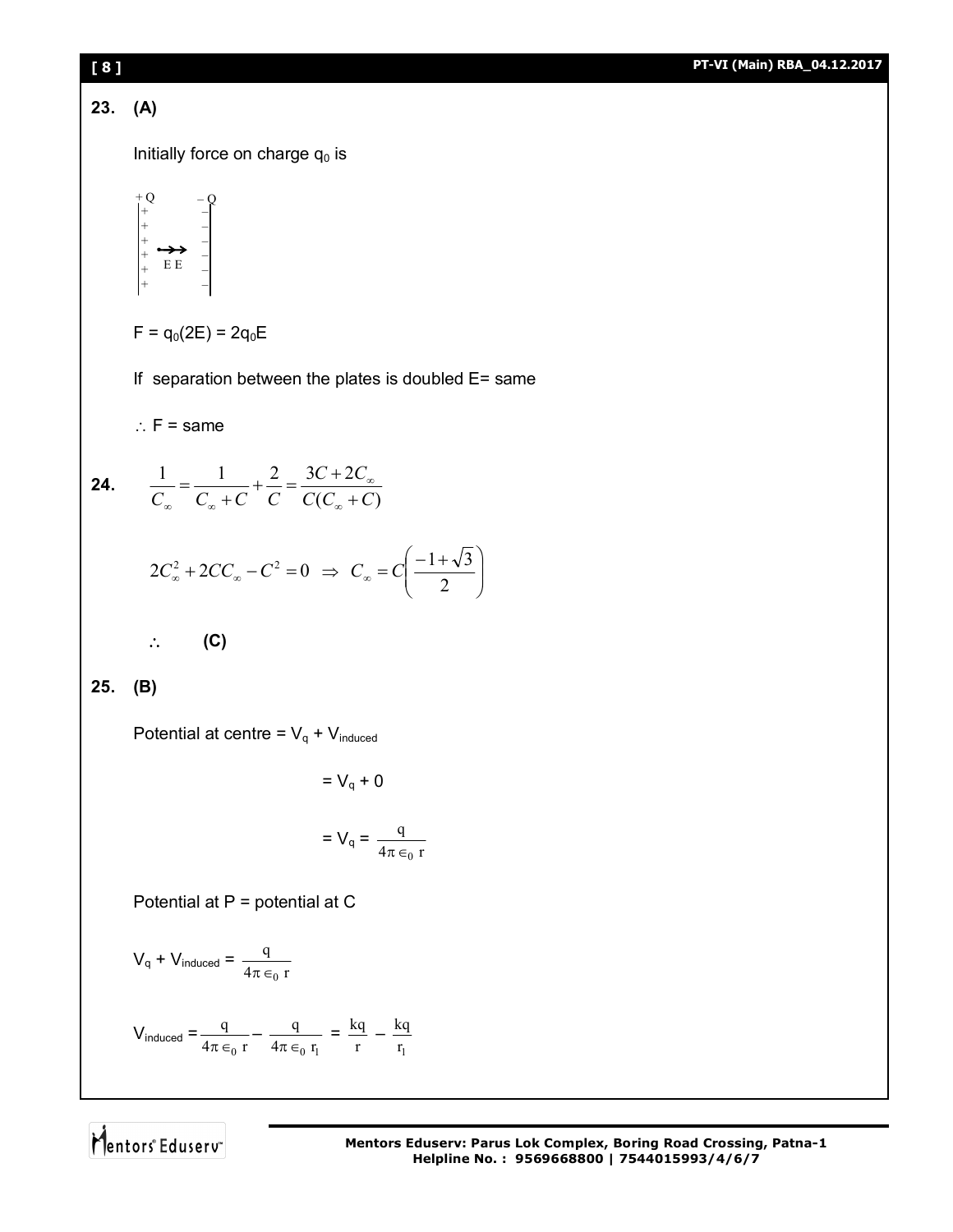**23.** **(A)**

Initially force on charge $q_0$ is

+Q −Q

E E

$F = q_0(2E) = 2q_0E$

If separation between the plates is doubled E= same

$\therefore$ F = same

**24.** $$\frac{1}{C_\infty} = \frac{1}{C_\infty + C} + \frac{2}{C} = \frac{3C + 2C_\infty}{C(C_\infty + C)}$$

$$2C_\infty^2 + 2CC_\infty - C^2 = 0 \;\Rightarrow\; C_\infty = C\left(\frac{-1+\sqrt{3}}{2}\right)$$

$\therefore$ **(C)**

**25.** **(B)**

Potential at centre = $V_q + V_{induced}$

$= V_q + 0$

$= V_q = \dfrac{q}{4\pi \in_0 r}$

Potential at P = potential at C

$V_q + V_{induced} = \dfrac{q}{4\pi \in_0 r}$

$V_{induced} = \dfrac{q}{4\pi \in_0 r} - \dfrac{q}{4\pi \in_0 r_1} = \dfrac{kq}{r} - \dfrac{kq}{r_1}$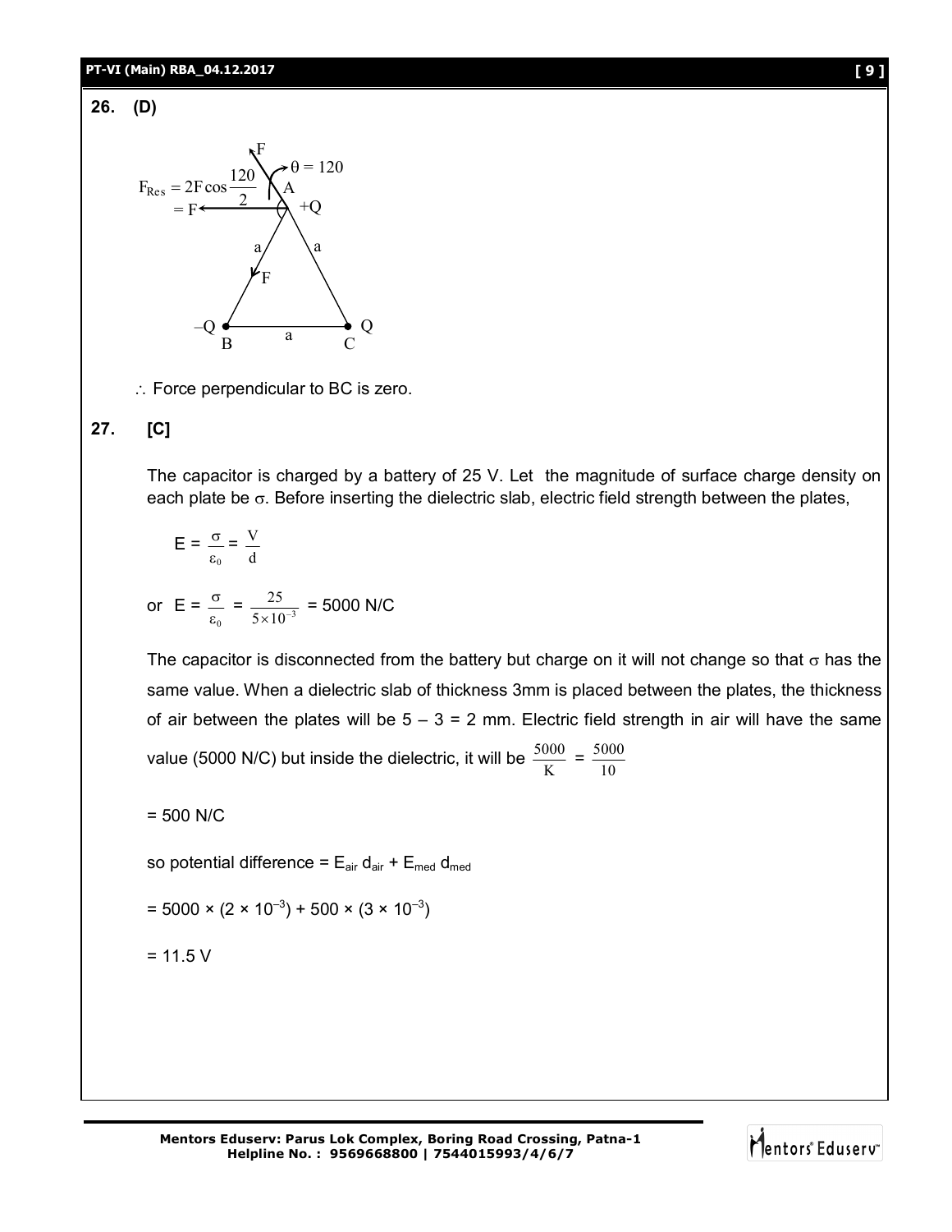**26. (D)**

$F_{Res} = 2F\cos\frac{120}{2} = F$

$\theta = 120$

$\therefore$ Force perpendicular to BC is zero.

**27. [C]**

The capacitor is charged by a battery of 25 V. Let the magnitude of surface charge density on each plate be $\sigma$. Before inserting the dielectric slab, electric field strength between the plates,

$$E = \frac{\sigma}{\varepsilon_0} = \frac{V}{d}$$

or $E = \frac{\sigma}{\varepsilon_0} = \frac{25}{5\times10^{-3}} = 5000$ N/C

The capacitor is disconnected from the battery but charge on it will not change so that $\sigma$ has the same value. When a dielectric slab of thickness 3mm is placed between the plates, the thickness of air between the plates will be $5 - 3 = 2$ mm. Electric field strength in air will have the same value (5000 N/C) but inside the dielectric, it will be $\frac{5000}{K} = \frac{5000}{10}$

$= 500$ N/C

so potential difference $= E_{air}\, d_{air} + E_{med}\, d_{med}$

$= 5000 \times (2 \times 10^{-3}) + 500 \times (3 \times 10^{-3})$

$= 11.5$ V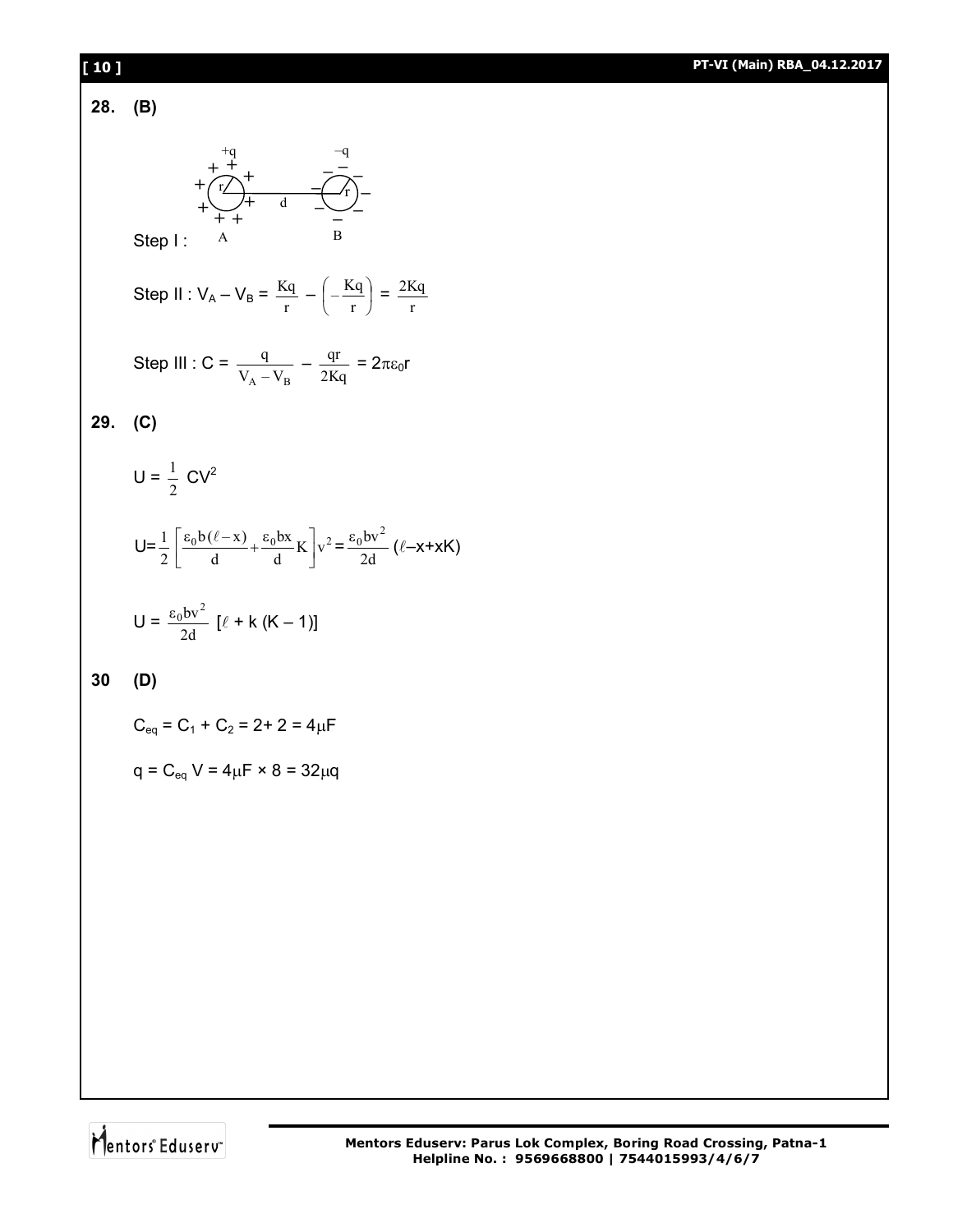**28. (B)**

Step I : A B

Step II : $V_A - V_B = \frac{Kq}{r} - \left(-\frac{Kq}{r}\right) = \frac{2Kq}{r}$

Step III : $C = \frac{q}{V_A - V_B} - \frac{qr}{2Kq} = 2\pi\varepsilon_0 r$

**29. (C)**

$$U = \frac{1}{2} CV^2$$

$$U = \frac{1}{2}\left[\frac{\varepsilon_0 b(\ell - x)}{d} + \frac{\varepsilon_0 bx}{d}K\right]v^2 = \frac{\varepsilon_0 bv^2}{2d}(\ell - x + xK)$$

$$U = \frac{\varepsilon_0 bv^2}{2d}[\ell + k(K-1)]$$

**30 (D)**

$C_{eq} = C_1 + C_2 = 2 + 2 = 4\mu F$

$q = C_{eq} V = 4\mu F \times 8 = 32\mu q$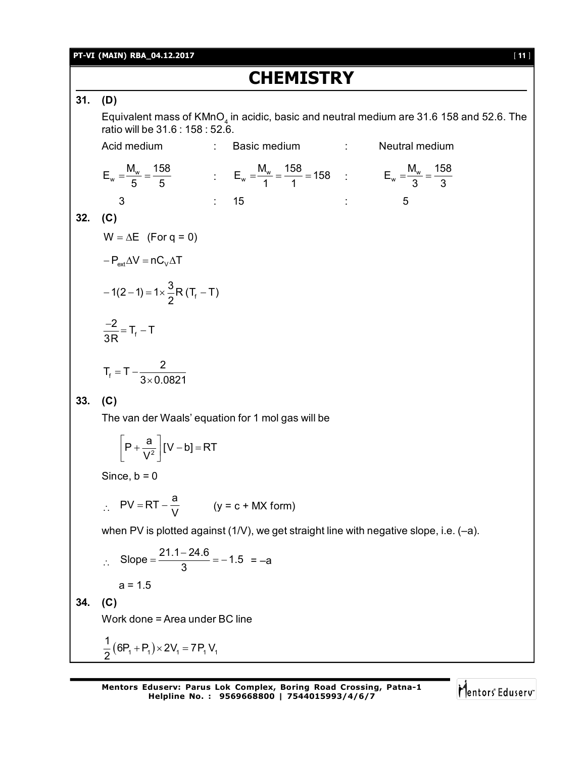# CHEMISTRY

**31. (D)**

Equivalent mass of $KMnO_4$ in acidic, basic and neutral medium are 31.6 158 and 52.6. The ratio will be 31.6 : 158 : 52.6.

| Acid medium | : | Basic medium | : | Neutral medium |
|---|---|---|---|---|
| $E_w = \frac{M_w}{5} = \frac{158}{5}$ | : | $E_w = \frac{M_w}{1} = \frac{158}{1} = 158$ | : | $E_w = \frac{M_w}{3} = \frac{158}{3}$ |
| 3 | : | 15 | : | 5 |

**32. (C)**

$W = \Delta E \quad (\text{For } q = 0)$

$-P_{ext}\Delta V = nC_V\Delta T$

$-1(2-1) = 1 \times \frac{3}{2}R\,(T_f - T)$

$\frac{-2}{3R} = T_f - T$

$T_f = T - \frac{2}{3 \times 0.0821}$

**33. (C)**

The van der Waals' equation for 1 mol gas will be

$$\left[P + \frac{a}{V^2}\right][V - b] = RT$$

Since, b = 0

$\therefore \quad PV = RT - \frac{a}{V} \qquad$ (y = c + MX form)

when PV is plotted against (1/V), we get straight line with negative slope, i.e. (–a).

$\therefore \quad \text{Slope} = \frac{21.1 - 24.6}{3} = -1.5 = -a$

a = 1.5

**34. (C)**

Work done = Area under BC line

$\frac{1}{2}(6P_1 + P_1) \times 2V_1 = 7P_1V_1$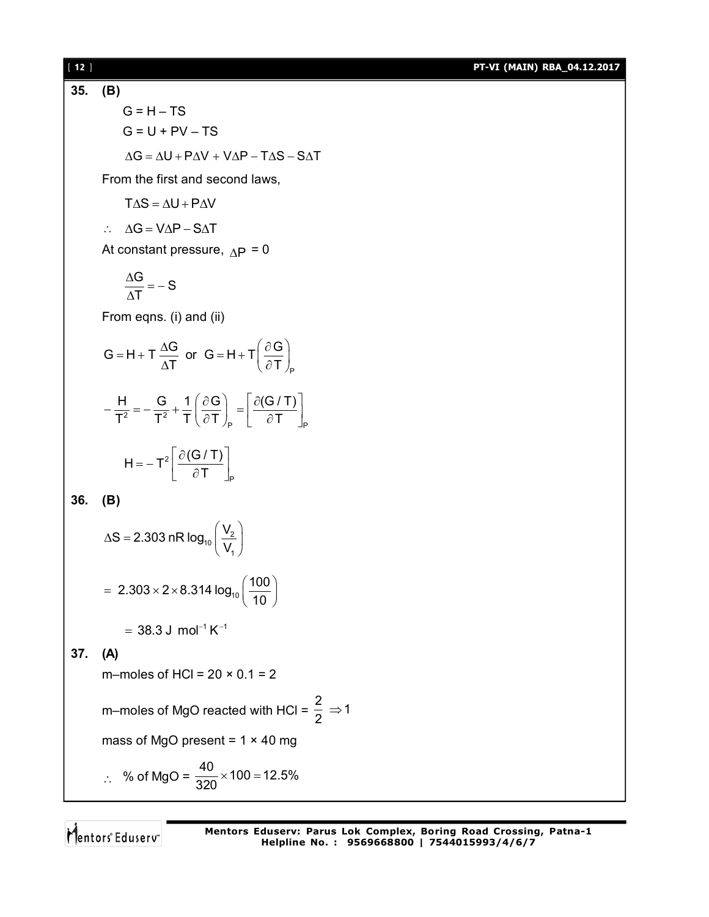**35. (B)**

$G = H - TS$

$G = U + PV - TS$

$\Delta G = \Delta U + P\Delta V + V\Delta P - T\Delta S - S\Delta T$

From the first and second laws,

$T\Delta S = \Delta U + P\Delta V$

$\therefore \quad \Delta G = V\Delta P - S\Delta T$

At constant pressure, $\Delta P = 0$

$$\frac{\Delta G}{\Delta T} = -S$$

From eqns. (i) and (ii)

$$G = H + T\frac{\Delta G}{\Delta T} \text{ or } G = H + T\left(\frac{\partial G}{\partial T}\right)_P$$

$$-\frac{H}{T^2} = -\frac{G}{T^2} + \frac{1}{T}\left(\frac{\partial G}{\partial T}\right)_P = \left[\frac{\partial (G/T)}{\partial T}\right]_P$$

$$H = -T^2\left[\frac{\partial (G/T)}{\partial T}\right]_P$$

**36. (B)**

$$\Delta S = 2.303\, nR \log_{10}\left(\frac{V_2}{V_1}\right)$$

$$= 2.303 \times 2 \times 8.314 \log_{10}\left(\frac{100}{10}\right)$$

$$= 38.3 \text{ J mol}^{-1}\text{K}^{-1}$$

**37. (A)**

m–moles of HCl = 20 × 0.1 = 2

m–moles of MgO reacted with HCl = $\frac{2}{2} \Rightarrow 1$

mass of MgO present = 1 × 40 mg

$\therefore$ % of MgO = $\frac{40}{320} \times 100 = 12.5\%$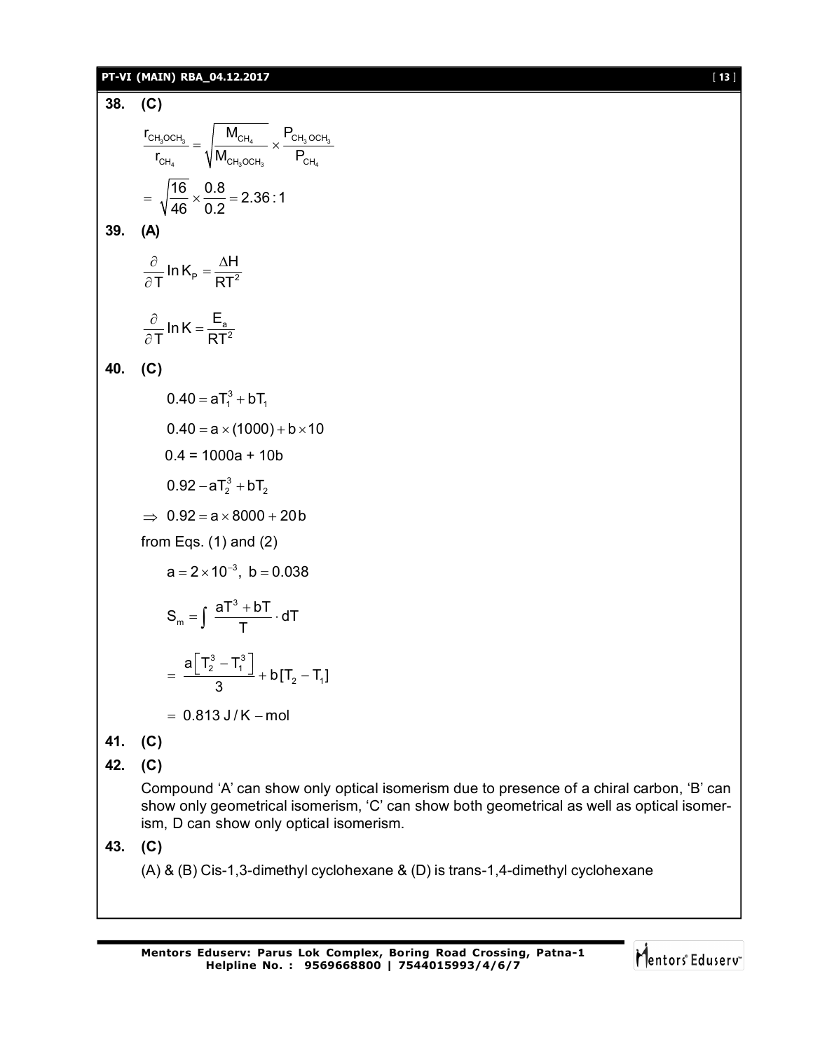**38. (C)**

$$\frac{r_{CH_3OCH_3}}{r_{CH_4}} = \sqrt{\frac{M_{CH_4}}{M_{CH_3OCH_3}}} \times \frac{P_{CH_3OCH_3}}{P_{CH_4}}$$

$$= \sqrt{\frac{16}{46}} \times \frac{0.8}{0.2} = 2.36:1$$

**39. (A)**

$$\frac{\partial}{\partial T}\ln K_P = \frac{\Delta H}{RT^2}$$

$$\frac{\partial}{\partial T}\ln K = \frac{E_a}{RT^2}$$

**40. (C)**

$$0.40 = aT_1^3 + bT_1$$

$$0.40 = a \times (1000) + b \times 10$$

$$0.4 = 1000a + 10b$$

$$0.92 - aT_2^3 + bT_2$$

$$\Rightarrow 0.92 = a \times 8000 + 20b$$

from Eqs. (1) and (2)

$$a = 2 \times 10^{-3},\ b = 0.038$$

$$S_m = \int \frac{aT^3 + bT}{T} \cdot dT$$

$$= \frac{a\left[T_2^3 - T_1^3\right]}{3} + b[T_2 - T_1]$$

$$= 0.813\ J/K - mol$$

**41. (C)**

**42. (C)**

Compound ‘A’ can show only optical isomerism due to presence of a chiral carbon, ‘B’ can show only geometrical isomerism, ‘C’ can show both geometrical as well as optical isomerism, D can show only optical isomerism.

**43. (C)**

(A) & (B) Cis-1,3-dimethyl cyclohexane & (D) is trans-1,4-dimethyl cyclohexane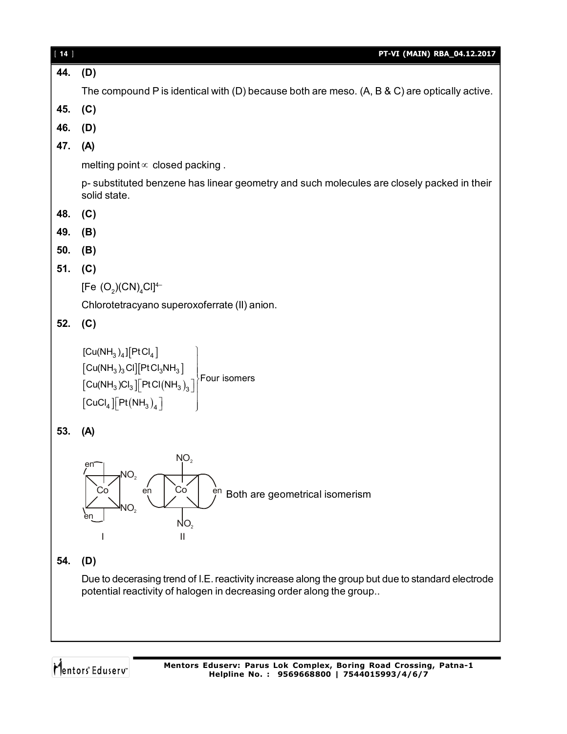**44. (D)**

The compound P is identical with (D) because both are meso. (A, B & C) are optically active.

**45. (C)**

**46. (D)**

**47. (A)**

melting point $\propto$ closed packing .

p- substituted benzene has linear geometry and such molecules are closely packed in their solid state.

**48. (C)**

**49. (B)**

**50. (B)**

**51. (C)**

$[Fe\ (O_2)(CN)_4Cl]^{4-}$

Chlorotetracyano superoxoferrate (II) anion.

**52. (C)**

$$\left.\begin{array}{l} [Cu(NH_3)_4][PtCl_4] \\ [Cu(NH_3)_3Cl][PtCl_3NH_3] \\ [Cu(NH_3)Cl_3][PtCl(NH_3)_3] \\ [CuCl_4][Pt(NH_3)_4] \end{array}\right\}\text{Four isomers}$$

**53. (A)**

I: Co with two en and two $NO_2$ (cis) &nbsp;&nbsp; II: Co with two en and two $NO_2$ (trans)

Both are geometrical isomerism

**54. (D)**

Due to decerasing trend of I.E. reactivity increase along the group but due to standard electrode potential reactivity of halogen in decreasing order along the group..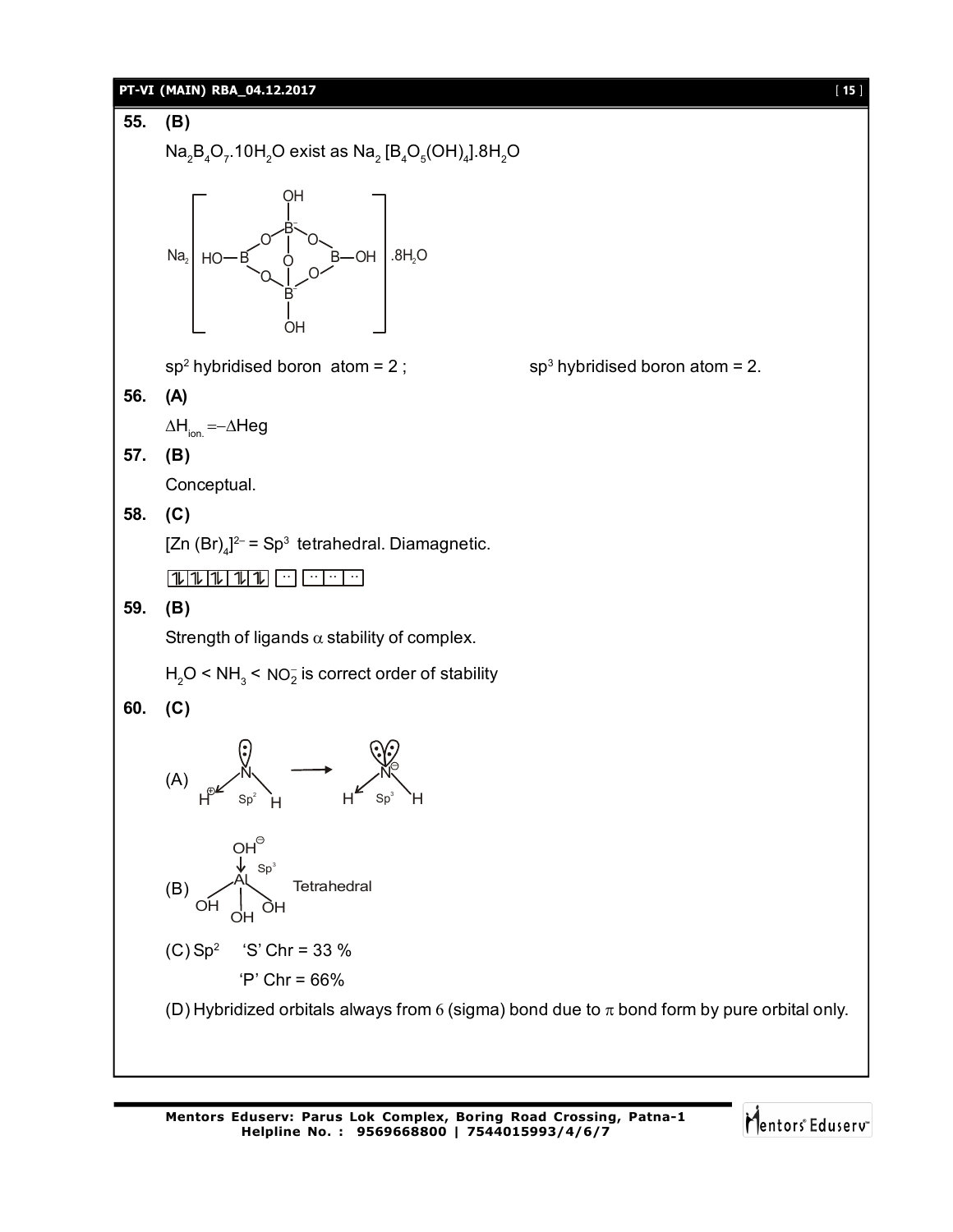**55. (B)**

$Na_2B_4O_7.10H_2O$ exist as $Na_2[B_4O_5(OH)_4].8H_2O$

sp$^2$ hybridised boron atom = 2 ; sp$^3$ hybridised boron atom = 2.

**56. (A)**

$\Delta H_{ion.} = -\Delta Heg$

**57. (B)**

Conceptual.

**58. (C)**

$[Zn(Br)_4]^{2-}$ = Sp$^3$ tetrahedral. Diamagnetic.

**59. (B)**

Strength of ligands $\alpha$ stability of complex.

$H_2O < NH_3 < NO_2^-$ is correct order of stability

**60. (C)**

(A) Sp$^2$ → Sp$^3$

(B) Sp$^3$ Tetrahedral

(C) Sp$^2$ 'S' Chr = 33 %

'P' Chr = 66%

(D) Hybridized orbitals always from $\sigma$ (sigma) bond due to $\pi$ bond form by pure orbital only.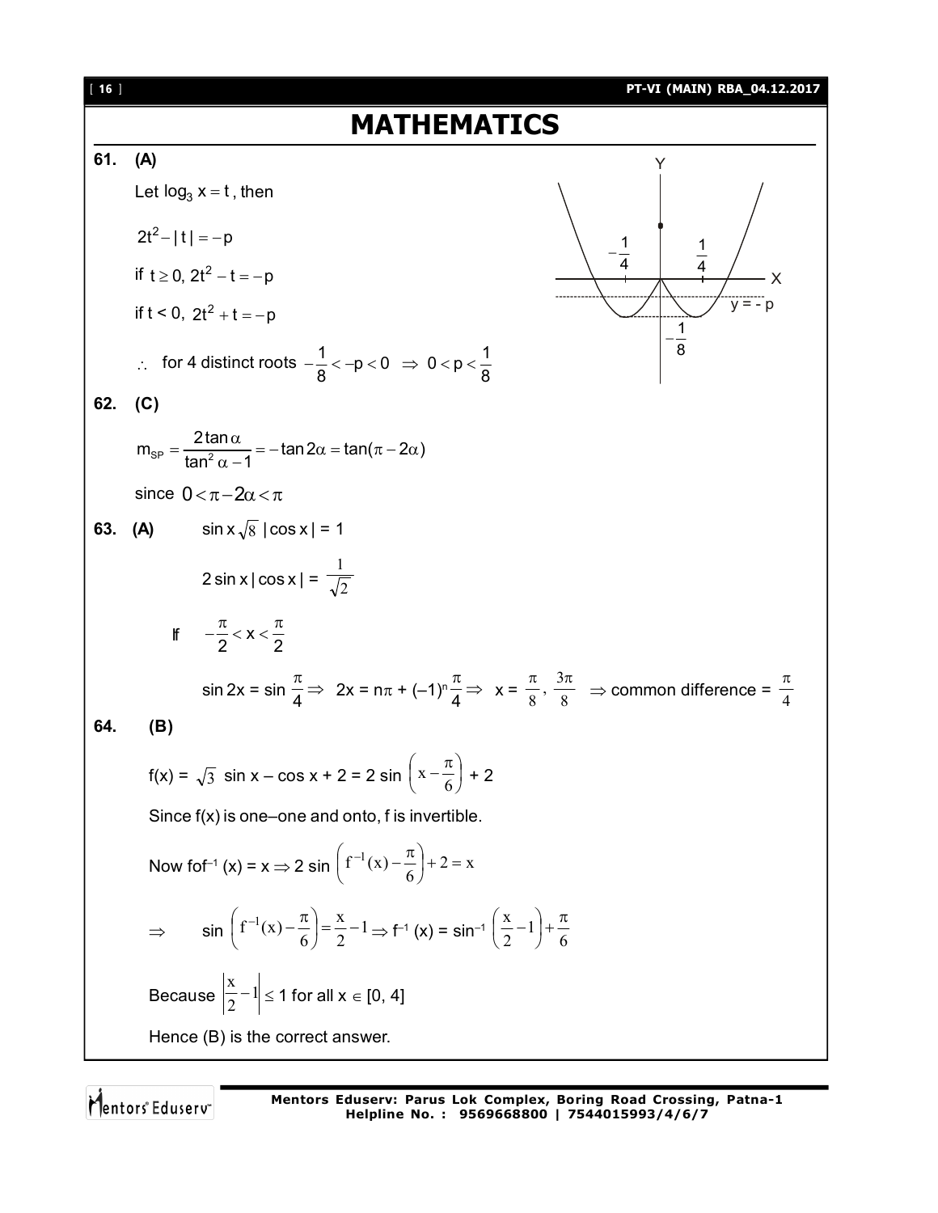# MATHEMATICS

**61. (A)**

Let $\log_3 x = t$, then

$2t^2 - |t| = -p$

if $t \geq 0,\ 2t^2 - t = -p$

if $t < 0,\ 2t^2 + t = -p$

$\therefore$ for 4 distinct roots $-\frac{1}{8} < -p < 0 \ \Rightarrow\ 0 < p < \frac{1}{8}$

**62. (C)**

$$m_{SP} = \frac{2\tan\alpha}{\tan^2\alpha - 1} = -\tan 2\alpha = \tan(\pi - 2\alpha)$$

since $0 < \pi - 2\alpha < \pi$

**63. (A)** $\sin x \sqrt{8}\,|\cos x| = 1$

$2\sin x\,|\cos x| = \frac{1}{\sqrt{2}}$

If $-\frac{\pi}{2} < x < \frac{\pi}{2}$

$\sin 2x = \sin\frac{\pi}{4} \Rightarrow\ 2x = n\pi + (-1)^n\frac{\pi}{4} \Rightarrow\ x = \frac{\pi}{8}, \frac{3\pi}{8}\ \Rightarrow$ common difference $= \frac{\pi}{4}$

**64. (B)**

$f(x) = \sqrt{3}\sin x - \cos x + 2 = 2\sin\left(x - \frac{\pi}{6}\right) + 2$

Since f(x) is one–one and onto, f is invertible.

Now $fof^{-1}(x) = x \Rightarrow 2\sin\left(f^{-1}(x) - \frac{\pi}{6}\right) + 2 = x$

$\Rightarrow\quad \sin\left(f^{-1}(x) - \frac{\pi}{6}\right) = \frac{x}{2} - 1 \Rightarrow f^{-1}(x) = \sin^{-1}\left(\frac{x}{2} - 1\right) + \frac{\pi}{6}$

Because $\left|\frac{x}{2} - 1\right| \leq 1$ for all $x \in [0, 4]$

Hence (B) is the correct answer.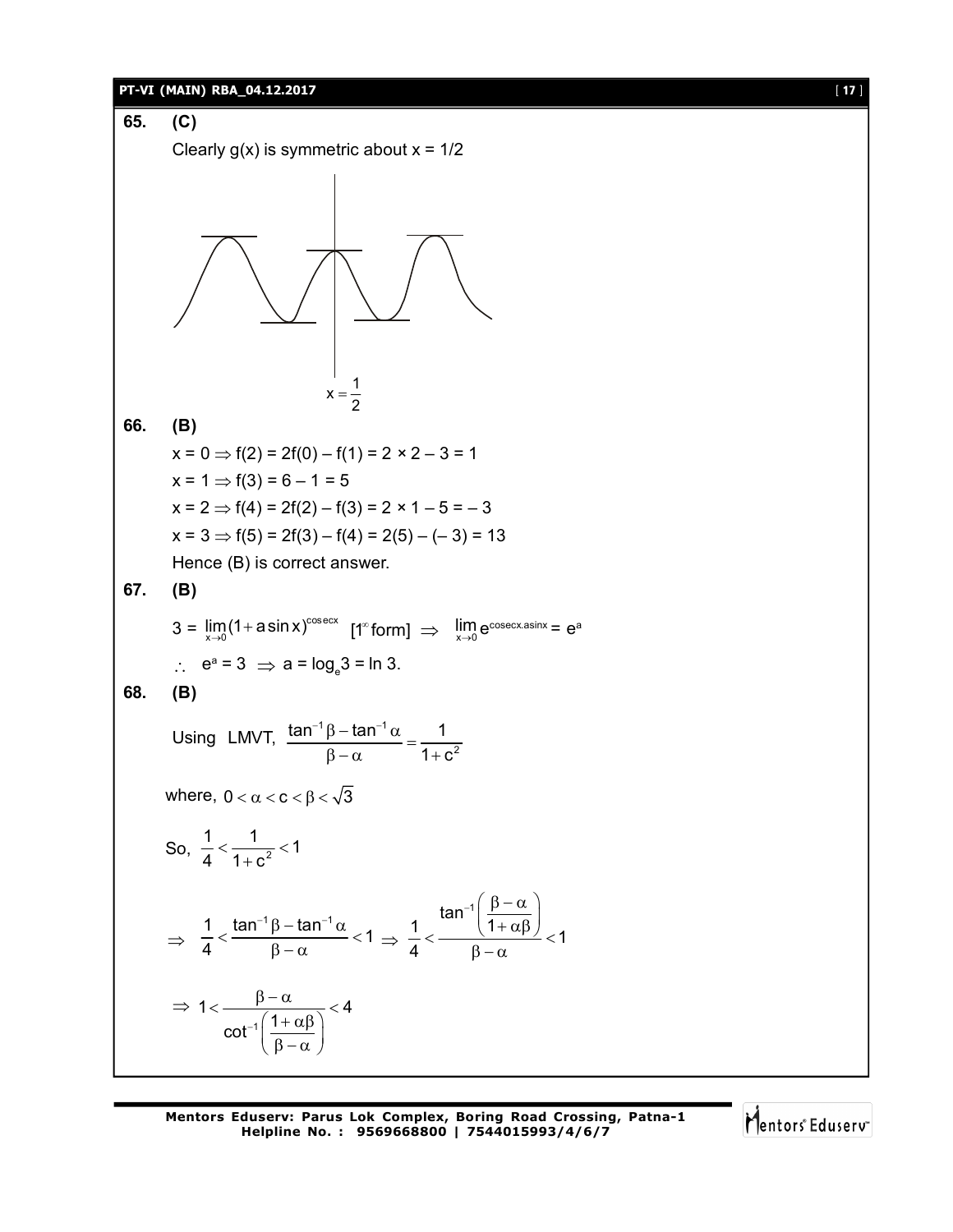**65. (C)**

Clearly g(x) is symmetric about x = 1/2

$x = \frac{1}{2}$

**66. (B)**

$x = 0 \Rightarrow f(2) = 2f(0) - f(1) = 2 \times 2 - 3 = 1$

$x = 1 \Rightarrow f(3) = 6 - 1 = 5$

$x = 2 \Rightarrow f(4) = 2f(2) - f(3) = 2 \times 1 - 5 = -3$

$x = 3 \Rightarrow f(5) = 2f(3) - f(4) = 2(5) - (-3) = 13$

Hence (B) is correct answer.

**67. (B)**

$3 = \lim_{x \to 0}(1 + a\sin x)^{\text{cosec}x}$ $[1^{\infty}\text{ form}]$ $\Rightarrow$ $\lim_{x\to 0} e^{\text{cosec}x.a\sin x} = e^{a}$

$\therefore$ $e^a = 3 \Rightarrow a = \log_e 3 = \ln 3.$

**68. (B)**

Using LMVT, $\frac{\tan^{-1}\beta - \tan^{-1}\alpha}{\beta - \alpha} = \frac{1}{1+c^2}$

where, $0 < \alpha < c < \beta < \sqrt{3}$

So, $\frac{1}{4} < \frac{1}{1+c^2} < 1$

$$\Rightarrow \frac{1}{4} < \frac{\tan^{-1}\beta - \tan^{-1}\alpha}{\beta - \alpha} < 1 \Rightarrow \frac{1}{4} < \frac{\tan^{-1}\left(\frac{\beta - \alpha}{1 + \alpha\beta}\right)}{\beta - \alpha} < 1$$

$$\Rightarrow 1 < \frac{\beta - \alpha}{\cot^{-1}\left(\frac{1+\alpha\beta}{\beta - \alpha}\right)} < 4$$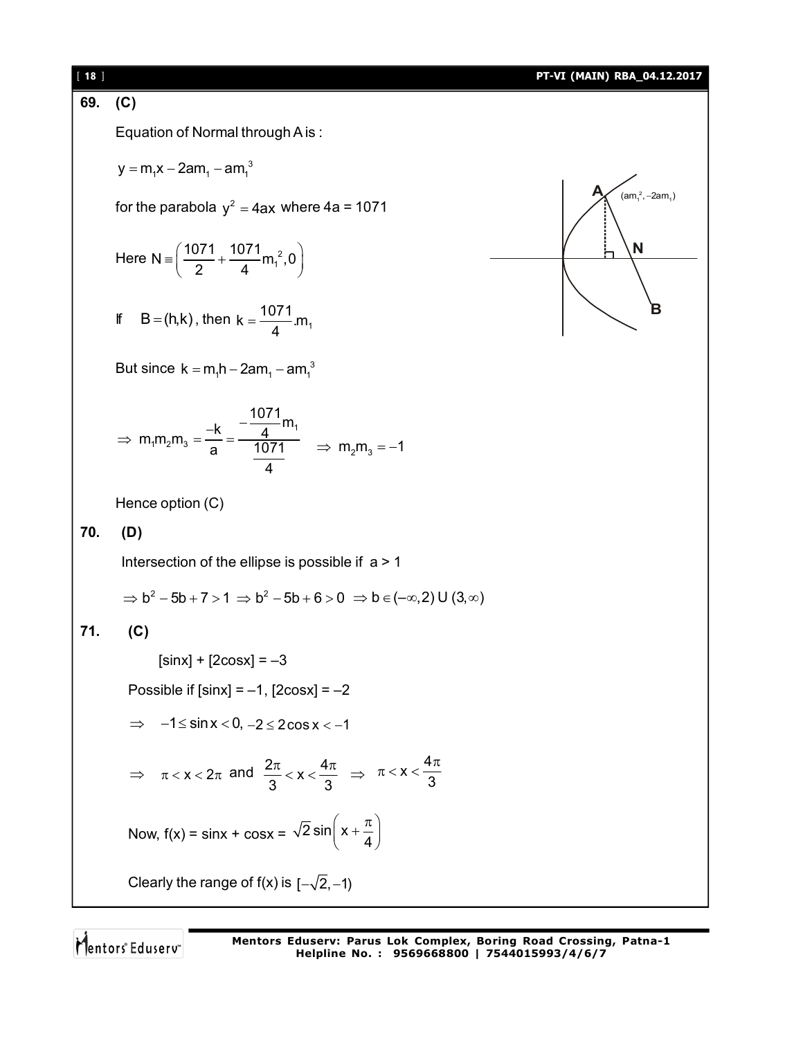**69. (C)**

Equation of Normal through A is :

$y = m_1 x - 2am_1 - am_1^3$

for the parabola $y^2 = 4ax$ where 4a = 1071

Here $N \equiv \left( \frac{1071}{2} + \frac{1071}{4} m_1^2, 0 \right)$

If $B = (h,k)$, then $k = \frac{1071}{4}.m_1$

But since $k = m_1 h - 2am_1 - am_1^3$

$$\Rightarrow m_1 m_2 m_3 = \frac{-k}{a} = \frac{-\frac{1071}{4}m_1}{\frac{1071}{4}} \quad \Rightarrow m_2 m_3 = -1$$

Hence option (C)

**70. (D)**

Intersection of the ellipse is possible if a > 1

$\Rightarrow b^2 - 5b + 7 > 1 \Rightarrow b^2 - 5b + 6 > 0 \Rightarrow b \in (-\infty, 2) \cup (3, \infty)$

**71. (C)**

[sinx] + [2cosx] = –3

Possible if [sinx] = –1, [2cosx] = –2

$\Rightarrow \quad -1 \le \sin x < 0, -2 \le 2\cos x < -1$

$\Rightarrow \quad \pi < x < 2\pi$ and $\frac{2\pi}{3} < x < \frac{4\pi}{3} \quad \Rightarrow \quad \pi < x < \frac{4\pi}{3}$

Now, f(x) = sinx + cosx = $\sqrt{2}\sin\left(x + \frac{\pi}{4}\right)$

Clearly the range of f(x) is $[-\sqrt{2}, -1)$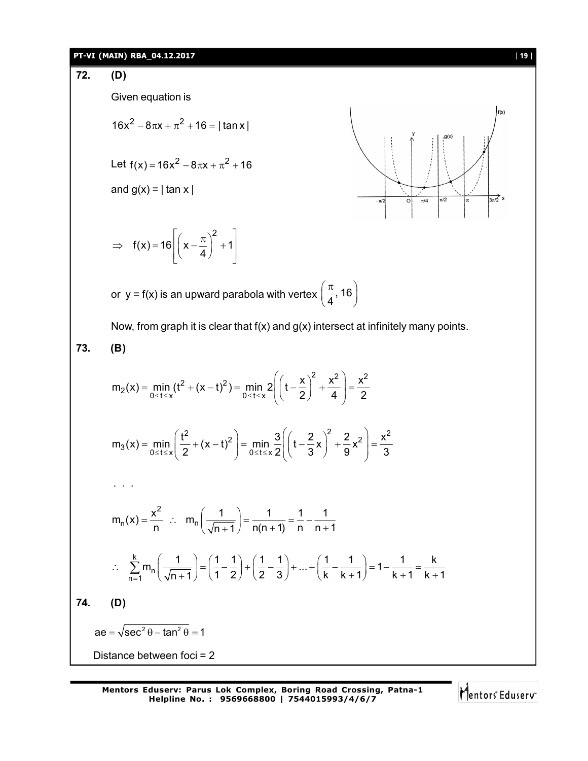**72. (D)**

Given equation is

$$16x^2 - 8\pi x + \pi^2 + 16 = |\tan x|$$

Let $f(x) = 16x^2 - 8\pi x + \pi^2 + 16$

and $g(x) = |\tan x|$

$$\Rightarrow \quad f(x) = 16\left[\left(x - \frac{\pi}{4}\right)^2 + 1\right]$$

or $y = f(x)$ is an upward parabola with vertex $\left(\frac{\pi}{4}, 16\right)$

Now, from graph it is clear that f(x) and g(x) intersect at infinitely many points.

**73. (B)**

$$m_2(x) = \min_{0 \le t \le x}(t^2 + (x-t)^2) = \min_{0 \le t \le x} 2\left(\left(t - \frac{x}{2}\right)^2 + \frac{x^2}{4}\right) = \frac{x^2}{2}$$

$$m_3(x) = \min_{0 \le t \le x}\left(\frac{t^2}{2} + (x-t)^2\right) = \min_{0 \le t \le x} \frac{3}{2}\left(\left(t - \frac{2}{3}x\right)^2 + \frac{2}{9}x^2\right) = \frac{x^2}{3}$$

. . .

$$m_n(x) = \frac{x^2}{n} \quad \therefore \quad m_n\left(\frac{1}{\sqrt{n+1}}\right) = \frac{1}{n(n+1)} = \frac{1}{n} - \frac{1}{n+1}$$

$$\therefore \quad \sum_{n=1}^{k} m_n\left(\frac{1}{\sqrt{n+1}}\right) = \left(\frac{1}{1} - \frac{1}{2}\right) + \left(\frac{1}{2} - \frac{1}{3}\right) + ... + \left(\frac{1}{k} - \frac{1}{k+1}\right) = 1 - \frac{1}{k+1} = \frac{k}{k+1}$$

**74. (D)**

$$ae = \sqrt{\sec^2\theta - \tan^2\theta} = 1$$

Distance between foci = 2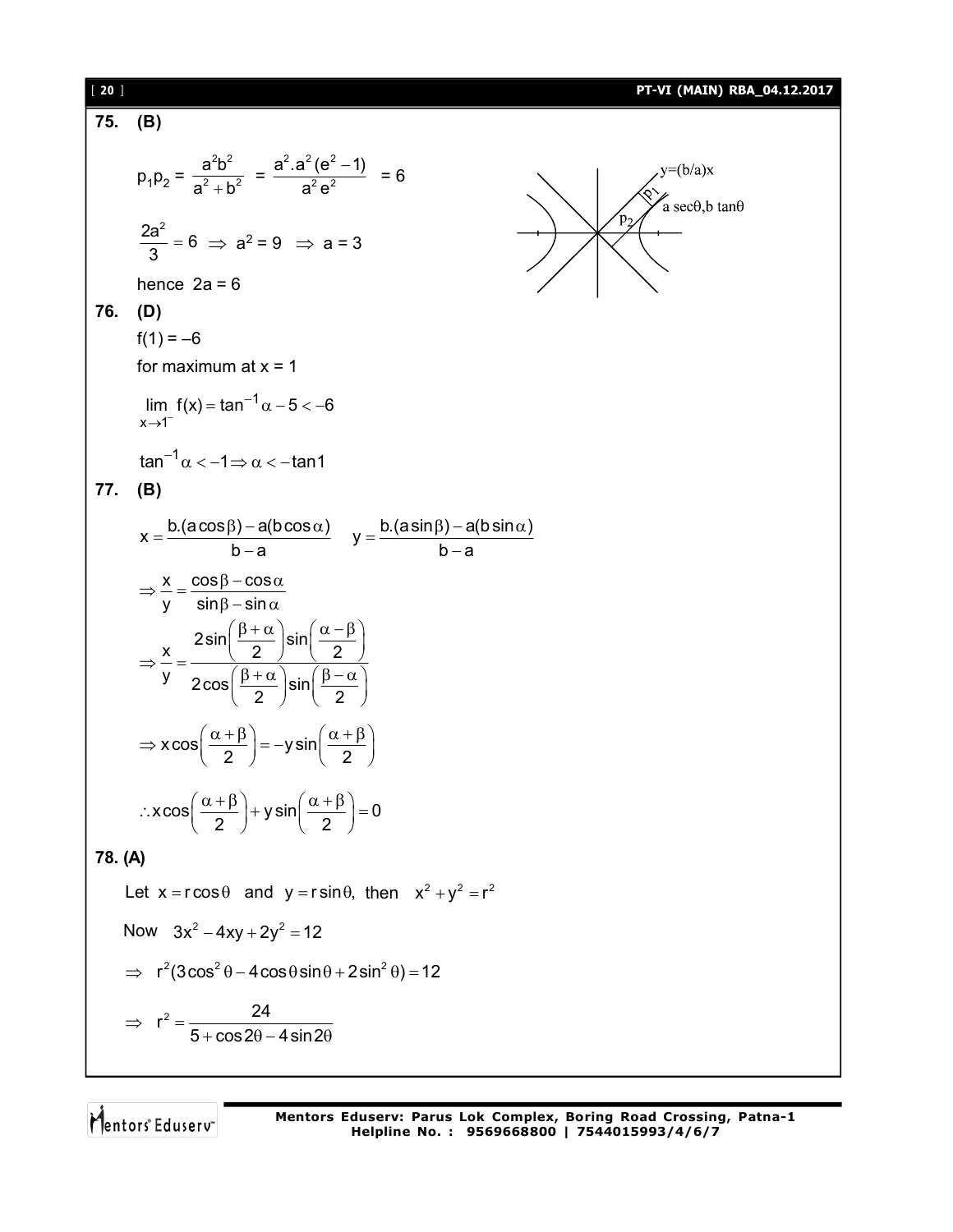**75. (B)**

$$p_1p_2 = \frac{a^2b^2}{a^2+b^2} = \frac{a^2.a^2(e^2-1)}{a^2e^2} = 6$$

$$\frac{2a^2}{3} = 6 \Rightarrow a^2 = 9 \Rightarrow a = 3$$

hence $2a = 6$

**76. (D)**

$f(1) = -6$

for maximum at $x = 1$

$$\lim_{x \to 1^-} f(x) = \tan^{-1}\alpha - 5 < -6$$

$$\tan^{-1}\alpha < -1 \Rightarrow \alpha < -\tan 1$$

**77. (B)**

$$x = \frac{b.(a\cos\beta) - a(b\cos\alpha)}{b-a} \qquad y = \frac{b.(a\sin\beta) - a(b\sin\alpha)}{b-a}$$

$$\Rightarrow \frac{x}{y} = \frac{\cos\beta - \cos\alpha}{\sin\beta - \sin\alpha}$$

$$\Rightarrow \frac{x}{y} = \frac{2\sin\left(\frac{\beta+\alpha}{2}\right)\sin\left(\frac{\alpha-\beta}{2}\right)}{2\cos\left(\frac{\beta+\alpha}{2}\right)\sin\left(\frac{\beta-\alpha}{2}\right)}$$

$$\Rightarrow x\cos\left(\frac{\alpha+\beta}{2}\right) = -y\sin\left(\frac{\alpha+\beta}{2}\right)$$

$$\therefore x\cos\left(\frac{\alpha+\beta}{2}\right) + y\sin\left(\frac{\alpha+\beta}{2}\right) = 0$$

**78. (A)**

Let $x = r\cos\theta$ and $y = r\sin\theta$, then $x^2 + y^2 = r^2$

Now $3x^2 - 4xy + 2y^2 = 12$

$$\Rightarrow r^2(3\cos^2\theta - 4\cos\theta\sin\theta + 2\sin^2\theta) = 12$$

$$\Rightarrow r^2 = \frac{24}{5 + \cos 2\theta - 4\sin 2\theta}$$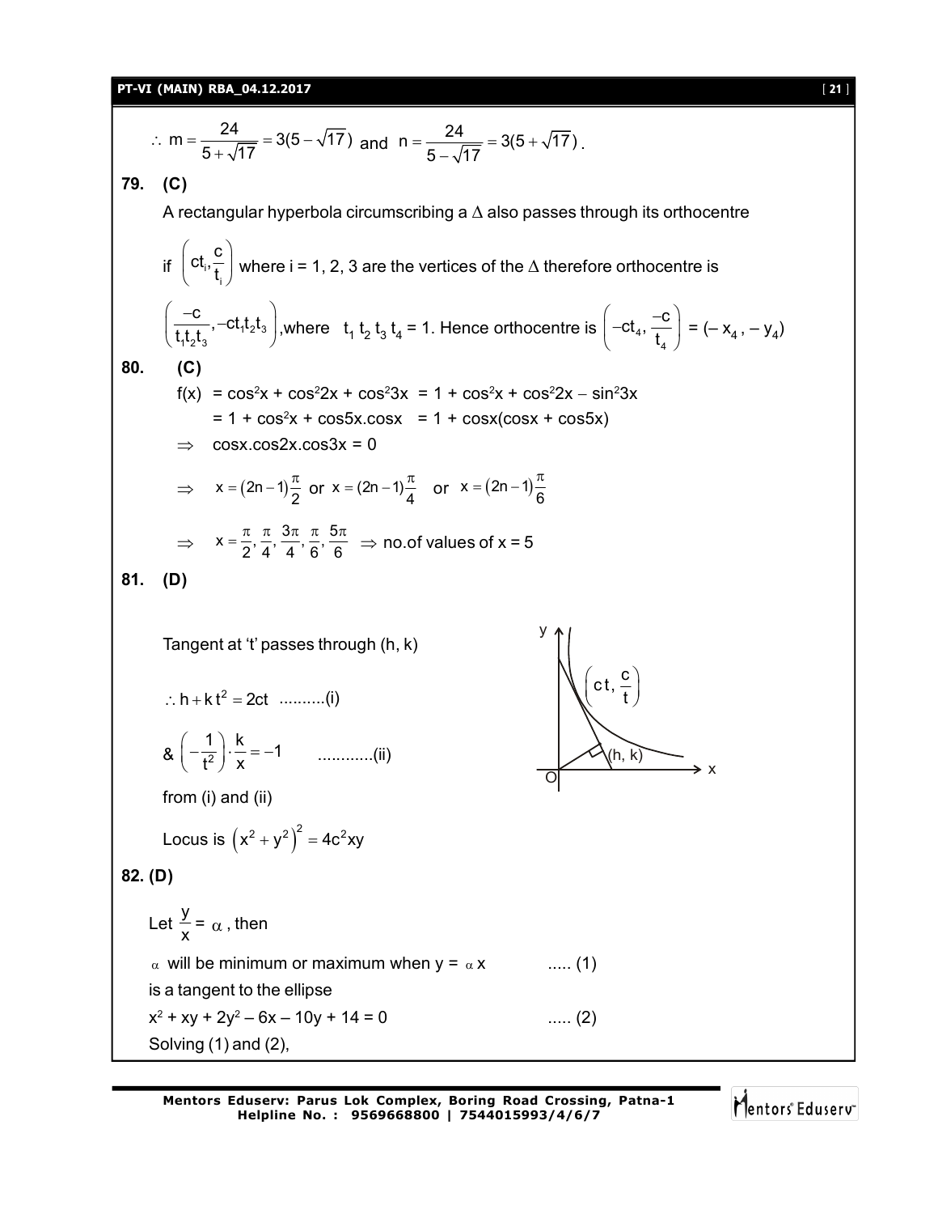$\therefore\ m = \dfrac{24}{5+\sqrt{17}} = 3(5-\sqrt{17})$ and $n = \dfrac{24}{5-\sqrt{17}} = 3(5+\sqrt{17})$.

**79. (C)**

A rectangular hyperbola circumscribing a $\Delta$ also passes through its orthocentre

if $\left(ct_i, \dfrac{c}{t_i}\right)$ where i = 1, 2, 3 are the vertices of the $\Delta$ therefore orthocentre is

$\left(\dfrac{-c}{t_1t_2t_3}, -ct_1t_2t_3\right)$, where $t_1\, t_2\, t_3\, t_4 = 1$. Hence orthocentre is $\left(-ct_4, \dfrac{-c}{t_4}\right) = (-x_4, -y_4)$

**80. (C)**

$f(x) = \cos^2x + \cos^2 2x + \cos^2 3x = 1 + \cos^2 x + \cos^2 2x - \sin^2 3x$

$= 1 + \cos^2 x + \cos 5x.\cos x = 1 + \cos x(\cos x + \cos 5x)$

$\Rightarrow\ \cos x.\cos 2x.\cos 3x = 0$

$\Rightarrow\ x = (2n-1)\dfrac{\pi}{2}$ or $x = (2n-1)\dfrac{\pi}{4}$ or $x = (2n-1)\dfrac{\pi}{6}$

$\Rightarrow\ x = \dfrac{\pi}{2}, \dfrac{\pi}{4}, \dfrac{3\pi}{4}, \dfrac{\pi}{6}, \dfrac{5\pi}{6}$ $\Rightarrow$ no.of values of x = 5

**81. (D)**

Tangent at 't' passes through (h, k)

$\therefore h + kt^2 = 2ct$ ..........(i)

& $\left(-\dfrac{1}{t^2}\right)\cdot\dfrac{k}{x} = -1$ ............(ii)

from (i) and (ii)

Locus is $\left(x^2+y^2\right)^2 = 4c^2xy$

**82. (D)**

Let $\dfrac{y}{x} = \alpha$, then

$\alpha$ will be minimum or maximum when $y = \alpha x$ ..... (1)

is a tangent to the ellipse

$x^2 + xy + 2y^2 - 6x - 10y + 14 = 0$ ..... (2)

Solving (1) and (2),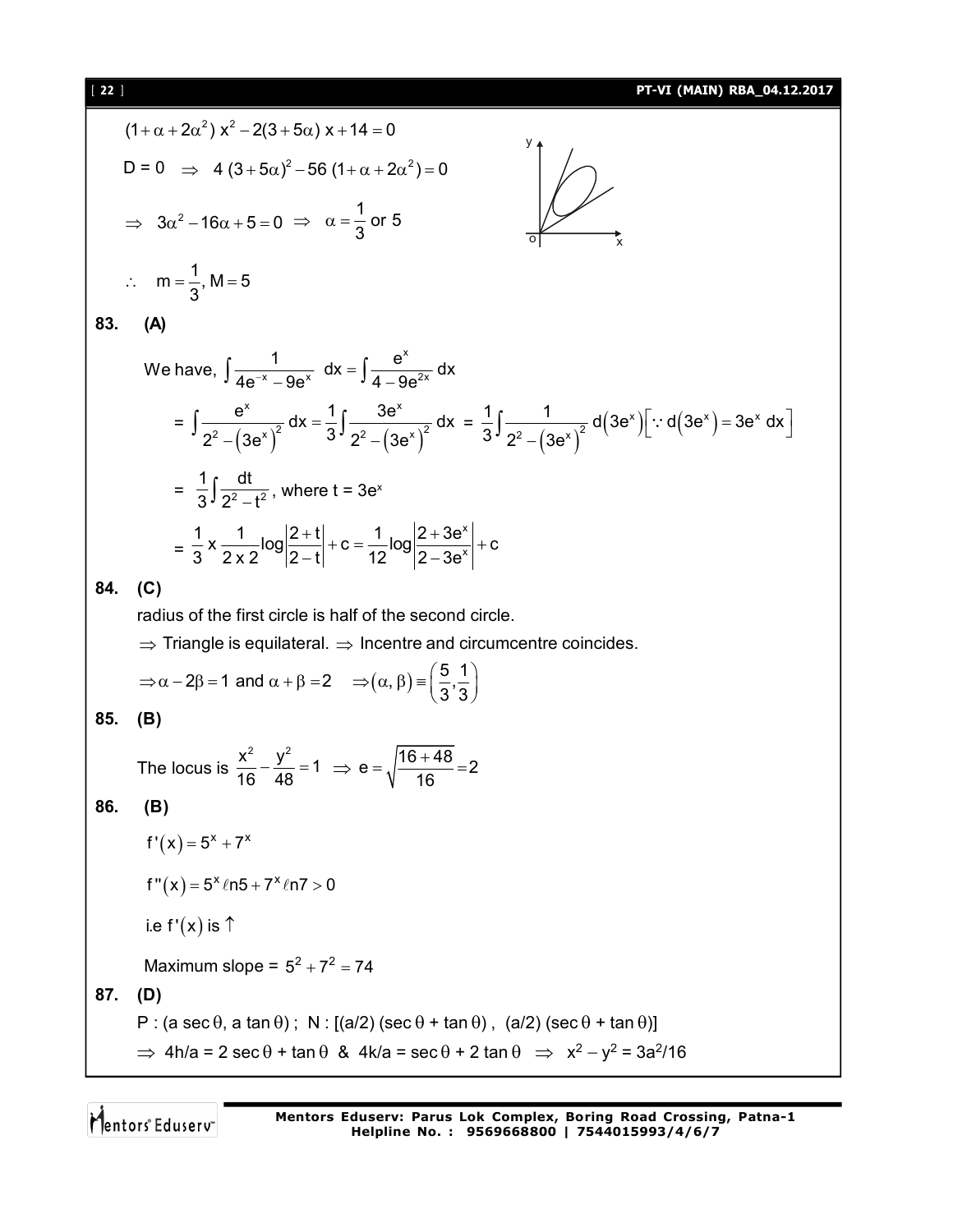$(1+\alpha+2\alpha^2)\,x^2 - 2(3+5\alpha)\,x + 14 = 0$

$D = 0 \;\Rightarrow\; 4\,(3+5\alpha)^2 - 56\,(1+\alpha+2\alpha^2) = 0$

$\Rightarrow\; 3\alpha^2 - 16\alpha + 5 = 0 \;\Rightarrow\; \alpha = \dfrac{1}{3}$ or 5

$\therefore\;\; m = \dfrac{1}{3},\, M = 5$

**83. (A)**

We have, $\displaystyle\int \frac{1}{4e^{-x} - 9e^{x}}\,dx = \int \frac{e^x}{4 - 9e^{2x}}\,dx$

$= \displaystyle\int \frac{e^x}{2^2 - \left(3e^x\right)^2}\,dx = \frac{1}{3}\int \frac{3e^x}{2^2 - \left(3e^x\right)^2}\,dx = \frac{1}{3}\int \frac{1}{2^2 - \left(3e^x\right)^2}\,d\left(3e^x\right)\left[\because d\left(3e^x\right) = 3e^x\,dx\right]$

$= \dfrac{1}{3}\displaystyle\int \frac{dt}{2^2 - t^2}$, where $t = 3e^x$

$= \dfrac{1}{3} \times \dfrac{1}{2 \times 2}\log\left|\dfrac{2+t}{2-t}\right| + c = \dfrac{1}{12}\log\left|\dfrac{2+3e^x}{2-3e^x}\right| + c$

**84. (C)**

radius of the first circle is half of the second circle.

$\Rightarrow$ Triangle is equilateral. $\Rightarrow$ Incentre and circumcentre coincides.

$\Rightarrow \alpha - 2\beta = 1$ and $\alpha + \beta = 2 \quad \Rightarrow (\alpha, \beta) \equiv \left(\dfrac{5}{3}, \dfrac{1}{3}\right)$

**85. (B)**

The locus is $\dfrac{x^2}{16} - \dfrac{y^2}{48} = 1 \;\Rightarrow\; e = \sqrt{\dfrac{16+48}{16}} = 2$

**86. (B)**

$f'(x) = 5^x + 7^x$

$f''(x) = 5^x \ell n 5 + 7^x \ell n 7 > 0$

i.e $f'(x)$ is $\uparrow$

Maximum slope $= 5^2 + 7^2 = 74$

**87. (D)**

P : $(a\sec\theta,\, a\tan\theta)$ ; N : $[(a/2)(\sec\theta + \tan\theta),\; (a/2)(\sec\theta + \tan\theta)]$

$\Rightarrow\; 4h/a = 2\sec\theta + \tan\theta$ & $4k/a = \sec\theta + 2\tan\theta \;\Rightarrow\; x^2 - y^2 = 3a^2/16$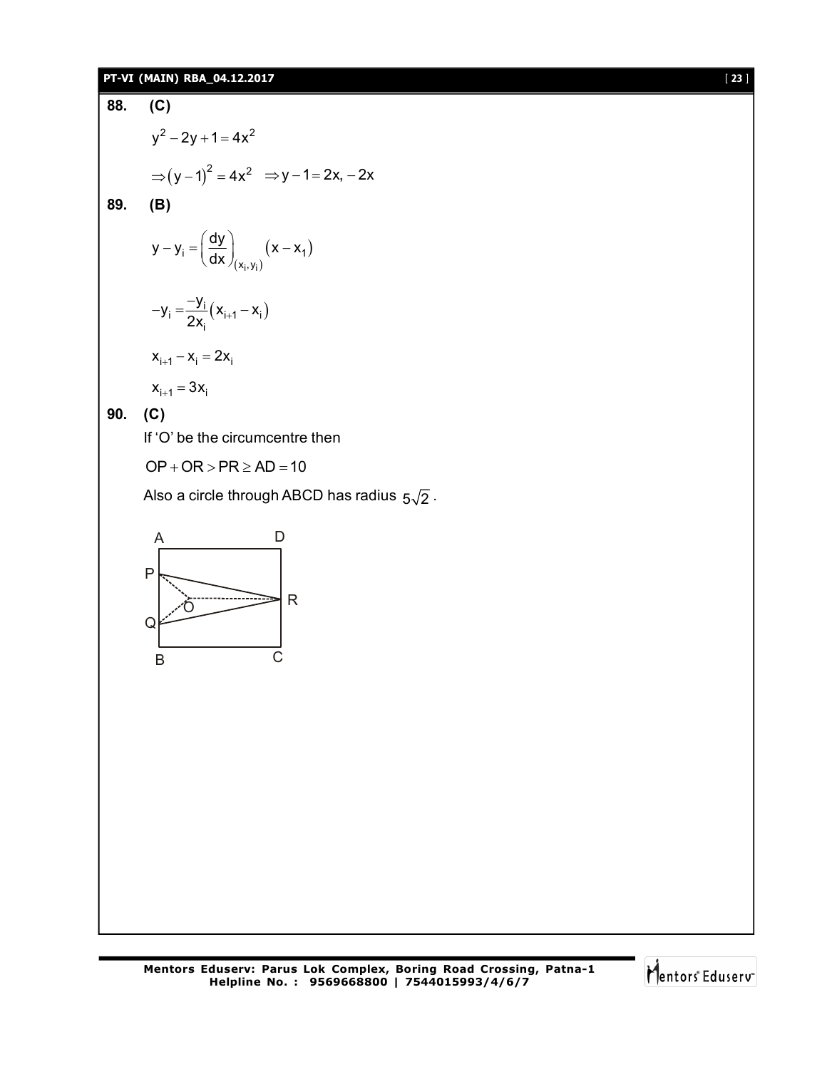**88. (C)**

$$y^2 - 2y + 1 = 4x^2$$

$$\Rightarrow (y-1)^2 = 4x^2 \quad \Rightarrow y - 1 = 2x, -2x$$

**89. (B)**

$$y - y_i = \left(\frac{dy}{dx}\right)_{(x_i, y_i)} (x - x_1)$$

$$-y_i = \frac{-y_i}{2x_i}(x_{i+1} - x_i)$$

$$x_{i+1} - x_i = 2x_i$$

$$x_{i+1} = 3x_i$$

**90. (C)**

If 'O' be the circumcentre then

$OP + OR > PR \geq AD = 10$

Also a circle through ABCD has radius $5\sqrt{2}$.

A D

P

O R

Q

B C